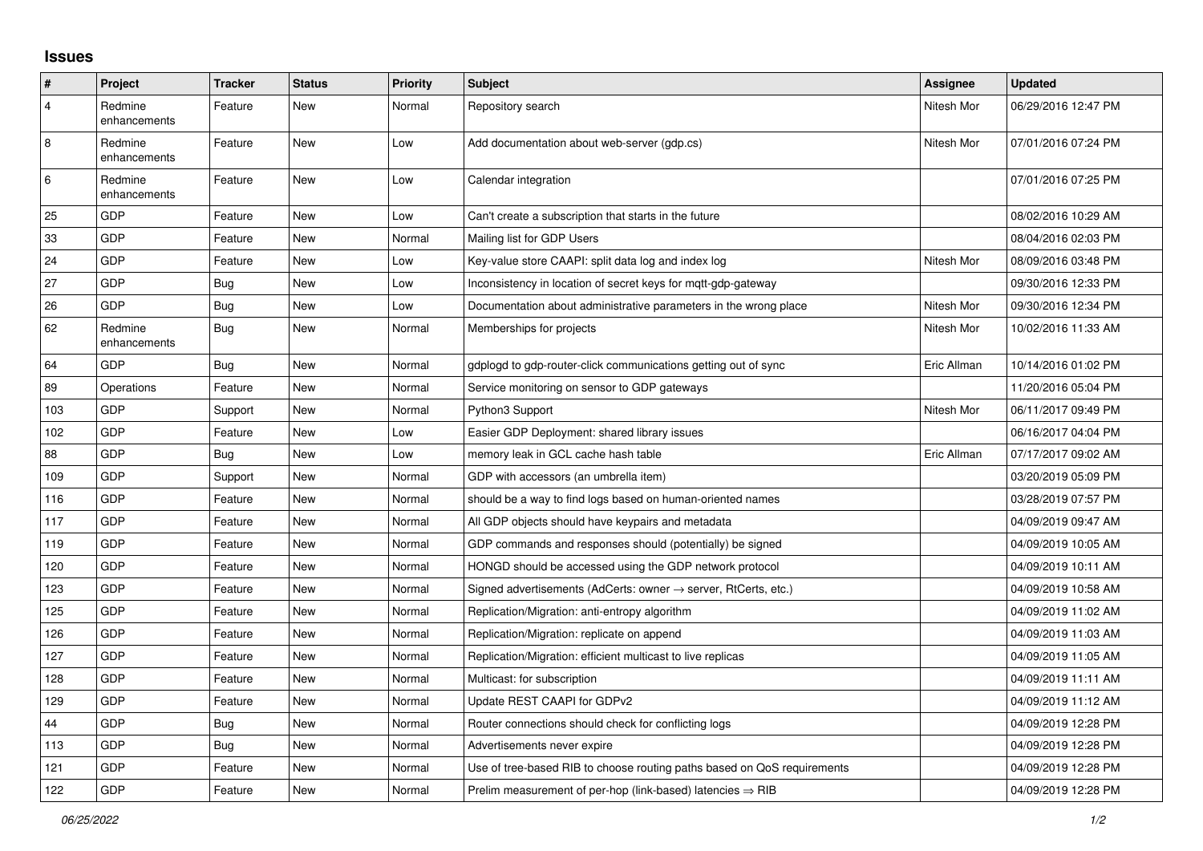# Issues

| # | Project | Tracker | Status | Priority | Subject | Assignee | Updated |
|---|---|---|---|---|---|---|---|
| 4 | Redmine enhancements | Feature | New | Normal | Repository search | Nitesh Mor | 06/29/2016 12:47 PM |
| 8 | Redmine enhancements | Feature | New | Low | Add documentation about web-server (gdp.cs) | Nitesh Mor | 07/01/2016 07:24 PM |
| 6 | Redmine enhancements | Feature | New | Low | Calendar integration | | 07/01/2016 07:25 PM |
| 25 | GDP | Feature | New | Low | Can't create a subscription that starts in the future | | 08/02/2016 10:29 AM |
| 33 | GDP | Feature | New | Normal | Mailing list for GDP Users | | 08/04/2016 02:03 PM |
| 24 | GDP | Feature | New | Low | Key-value store CAAPI: split data log and index log | Nitesh Mor | 08/09/2016 03:48 PM |
| 27 | GDP | Bug | New | Low | Inconsistency in location of secret keys for mqtt-gdp-gateway | | 09/30/2016 12:33 PM |
| 26 | GDP | Bug | New | Low | Documentation about administrative parameters in the wrong place | Nitesh Mor | 09/30/2016 12:34 PM |
| 62 | Redmine enhancements | Bug | New | Normal | Memberships for projects | Nitesh Mor | 10/02/2016 11:33 AM |
| 64 | GDP | Bug | New | Normal | gdplogd to gdp-router-click communications getting out of sync | Eric Allman | 10/14/2016 01:02 PM |
| 89 | Operations | Feature | New | Normal | Service monitoring on sensor to GDP gateways | | 11/20/2016 05:04 PM |
| 103 | GDP | Support | New | Normal | Python3 Support | Nitesh Mor | 06/11/2017 09:49 PM |
| 102 | GDP | Feature | New | Low | Easier GDP Deployment: shared library issues | | 06/16/2017 04:04 PM |
| 88 | GDP | Bug | New | Low | memory leak in GCL cache hash table | Eric Allman | 07/17/2017 09:02 AM |
| 109 | GDP | Support | New | Normal | GDP with accessors (an umbrella item) | | 03/20/2019 05:09 PM |
| 116 | GDP | Feature | New | Normal | should be a way to find logs based on human-oriented names | | 03/28/2019 07:57 PM |
| 117 | GDP | Feature | New | Normal | All GDP objects should have keypairs and metadata | | 04/09/2019 09:47 AM |
| 119 | GDP | Feature | New | Normal | GDP commands and responses should (potentially) be signed | | 04/09/2019 10:05 AM |
| 120 | GDP | Feature | New | Normal | HONGD should be accessed using the GDP network protocol | | 04/09/2019 10:11 AM |
| 123 | GDP | Feature | New | Normal | Signed advertisements (AdCerts: owner → server, RtCerts, etc.) | | 04/09/2019 10:58 AM |
| 125 | GDP | Feature | New | Normal | Replication/Migration: anti-entropy algorithm | | 04/09/2019 11:02 AM |
| 126 | GDP | Feature | New | Normal | Replication/Migration: replicate on append | | 04/09/2019 11:03 AM |
| 127 | GDP | Feature | New | Normal | Replication/Migration: efficient multicast to live replicas | | 04/09/2019 11:05 AM |
| 128 | GDP | Feature | New | Normal | Multicast: for subscription | | 04/09/2019 11:11 AM |
| 129 | GDP | Feature | New | Normal | Update REST CAAPI for GDPv2 | | 04/09/2019 11:12 AM |
| 44 | GDP | Bug | New | Normal | Router connections should check for conflicting logs | | 04/09/2019 12:28 PM |
| 113 | GDP | Bug | New | Normal | Advertisements never expire | | 04/09/2019 12:28 PM |
| 121 | GDP | Feature | New | Normal | Use of tree-based RIB to choose routing paths based on QoS requirements | | 04/09/2019 12:28 PM |
| 122 | GDP | Feature | New | Normal | Prelim measurement of per-hop (link-based) latencies ⇒ RIB | | 04/09/2019 12:28 PM |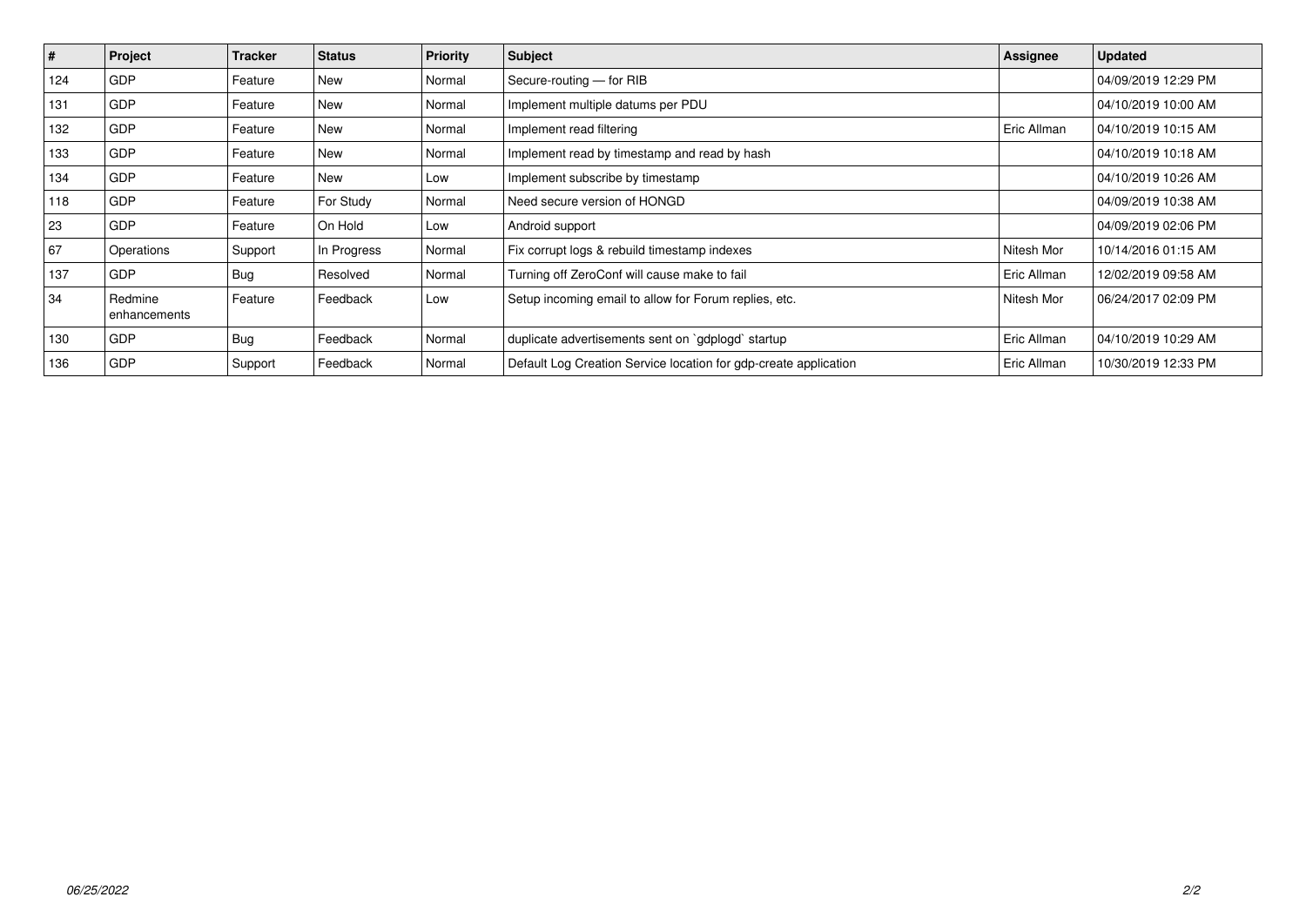| # | Project | Tracker | Status | Priority | Subject | Assignee | Updated |
|---|---|---|---|---|---|---|---|
| 124 | GDP | Feature | New | Normal | Secure-routing — for RIB | | 04/09/2019 12:29 PM |
| 131 | GDP | Feature | New | Normal | Implement multiple datums per PDU | | 04/10/2019 10:00 AM |
| 132 | GDP | Feature | New | Normal | Implement read filtering | Eric Allman | 04/10/2019 10:15 AM |
| 133 | GDP | Feature | New | Normal | Implement read by timestamp and read by hash | | 04/10/2019 10:18 AM |
| 134 | GDP | Feature | New | Low | Implement subscribe by timestamp | | 04/10/2019 10:26 AM |
| 118 | GDP | Feature | For Study | Normal | Need secure version of HONGD | | 04/09/2019 10:38 AM |
| 23 | GDP | Feature | On Hold | Low | Android support | | 04/09/2019 02:06 PM |
| 67 | Operations | Support | In Progress | Normal | Fix corrupt logs & rebuild timestamp indexes | Nitesh Mor | 10/14/2016 01:15 AM |
| 137 | GDP | Bug | Resolved | Normal | Turning off ZeroConf will cause make to fail | Eric Allman | 12/02/2019 09:58 AM |
| 34 | Redmine enhancements | Feature | Feedback | Low | Setup incoming email to allow for Forum replies, etc. | Nitesh Mor | 06/24/2017 02:09 PM |
| 130 | GDP | Bug | Feedback | Normal | duplicate advertisements sent on `gdplogd` startup | Eric Allman | 04/10/2019 10:29 AM |
| 136 | GDP | Support | Feedback | Normal | Default Log Creation Service location for gdp-create application | Eric Allman | 10/30/2019 12:33 PM |